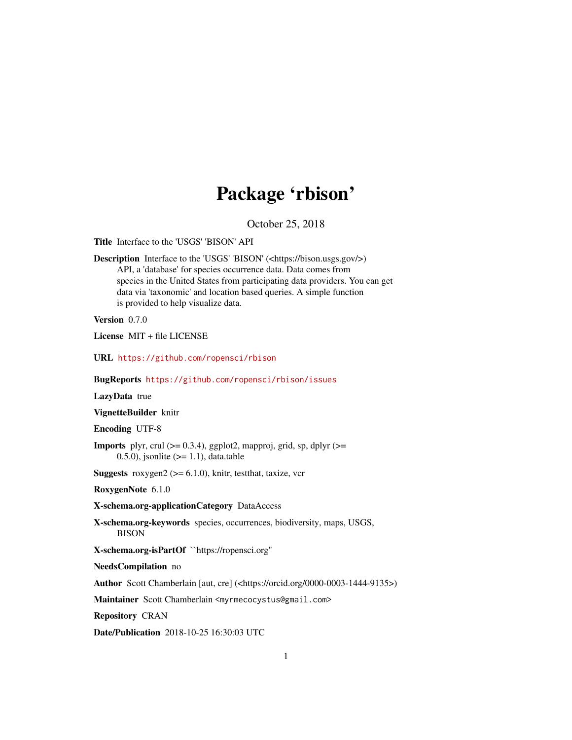# Package 'rbison'

October 25, 2018

**Title** Interface to the 'USGS' 'BISON' API

**Description** Interface to the 'USGS' 'BISON' (<https://bison.usgs.gov/>) API, a 'database' for species occurrence data. Data comes from species in the United States from participating data providers. You can get data via 'taxonomic' and location based queries. A simple function is provided to help visualize data.

**Version** 0.7.0

**License** MIT + file LICENSE

**URL** https://github.com/ropensci/rbison

**BugReports** https://github.com/ropensci/rbison/issues

**LazyData** true

**VignetteBuilder** knitr

**Encoding** UTF-8

**Imports** plyr, crul (>= 0.3.4), ggplot2, mapproj, grid, sp, dplyr (>= 0.5.0), jsonlite (>= 1.1), data.table

**Suggests** roxygen2 (>= 6.1.0), knitr, testthat, taxize, vcr

**RoxygenNote** 6.1.0

**X-schema.org-applicationCategory** DataAccess

**X-schema.org-keywords** species, occurrences, biodiversity, maps, USGS, BISON

**X-schema.org-isPartOf** ``https://ropensci.org''

**NeedsCompilation** no

**Author** Scott Chamberlain [aut, cre] (<https://orcid.org/0000-0003-1444-9135>)

**Maintainer** Scott Chamberlain <myrmecocystus@gmail.com>

**Repository** CRAN

**Date/Publication** 2018-10-25 16:30:03 UTC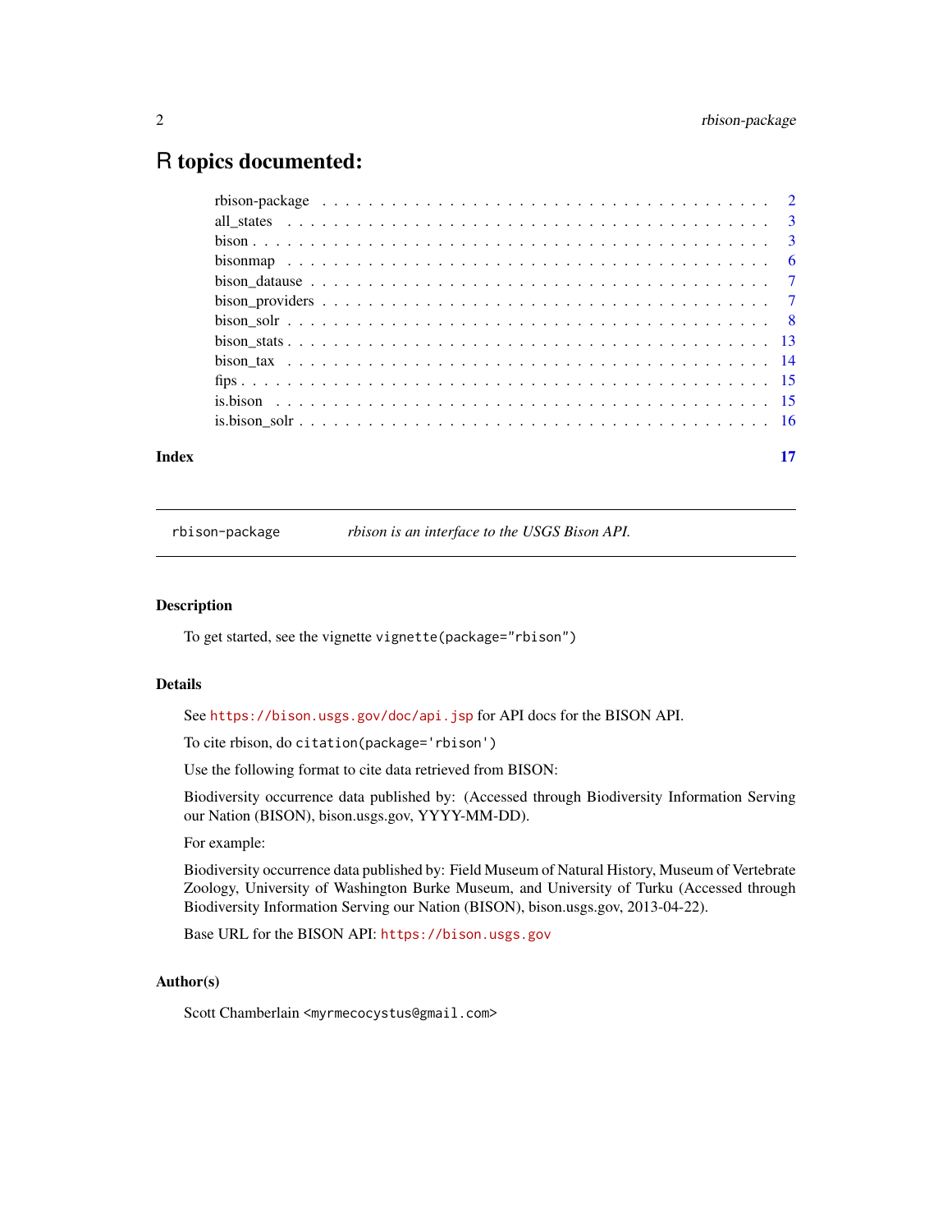# R topics documented:

| | |
|---|---|
| rbison-package | 2 |
| all_states | 3 |
| bison | 3 |
| bisonmap | 6 |
| bison_datause | 7 |
| bison_providers | 7 |
| bison_solr | 8 |
| bison_stats | 13 |
| bison_tax | 14 |
| fips | 15 |
| is.bison | 15 |
| is.bison_solr | 16 |
| **Index** | **17** |

---

rbison-package    *rbison is an interface to the USGS Bison API.*

---

### Description

To get started, see the vignette `vignette(package="rbison")`

### Details

See https://bison.usgs.gov/doc/api.jsp for API docs for the BISON API.

To cite rbison, do `citation(package='rbison')`

Use the following format to cite data retrieved from BISON:

Biodiversity occurrence data published by: (Accessed through Biodiversity Information Serving our Nation (BISON), bison.usgs.gov, YYYY-MM-DD).

For example:

Biodiversity occurrence data published by: Field Museum of Natural History, Museum of Vertebrate Zoology, University of Washington Burke Museum, and University of Turku (Accessed through Biodiversity Information Serving our Nation (BISON), bison.usgs.gov, 2013-04-22).

Base URL for the BISON API: https://bison.usgs.gov

### Author(s)

Scott Chamberlain <myrmecocystus@gmail.com>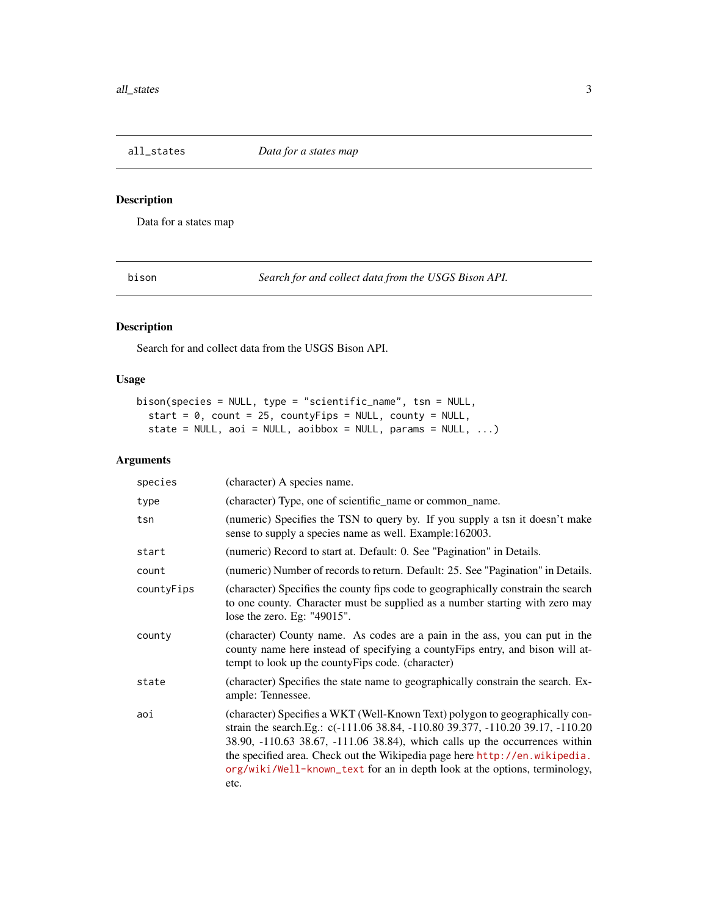## all_states — *Data for a states map*

### Description

Data for a states map

## bison — *Search for and collect data from the USGS Bison API.*

### Description

Search for and collect data from the USGS Bison API.

### Usage

```
bison(species = NULL, type = "scientific_name", tsn = NULL,
  start = 0, count = 25, countyFips = NULL, county = NULL,
  state = NULL, aoi = NULL, aoibbox = NULL, params = NULL, ...)
```

### Arguments

| Argument | Description |
| --- | --- |
| species | (character) A species name. |
| type | (character) Type, one of scientific_name or common_name. |
| tsn | (numeric) Specifies the TSN to query by. If you supply a tsn it doesn't make sense to supply a species name as well. Example:162003. |
| start | (numeric) Record to start at. Default: 0. See "Pagination" in Details. |
| count | (numeric) Number of records to return. Default: 25. See "Pagination" in Details. |
| countyFips | (character) Specifies the county fips code to geographically constrain the search to one county. Character must be supplied as a number starting with zero may lose the zero. Eg: "49015". |
| county | (character) County name. As codes are a pain in the ass, you can put in the county name here instead of specifying a countyFips entry, and bison will attempt to look up the countyFips code. (character) |
| state | (character) Specifies the state name to geographically constrain the search. Example: Tennessee. |
| aoi | (character) Specifies a WKT (Well-Known Text) polygon to geographically constrain the search.Eg.: c(-111.06 38.84, -110.80 39.377, -110.20 39.17, -110.20 38.90, -110.63 38.67, -111.06 38.84), which calls up the occurrences within the specified area. Check out the Wikipedia page here http://en.wikipedia.org/wiki/Well-known_text for an in depth look at the options, terminology, etc. |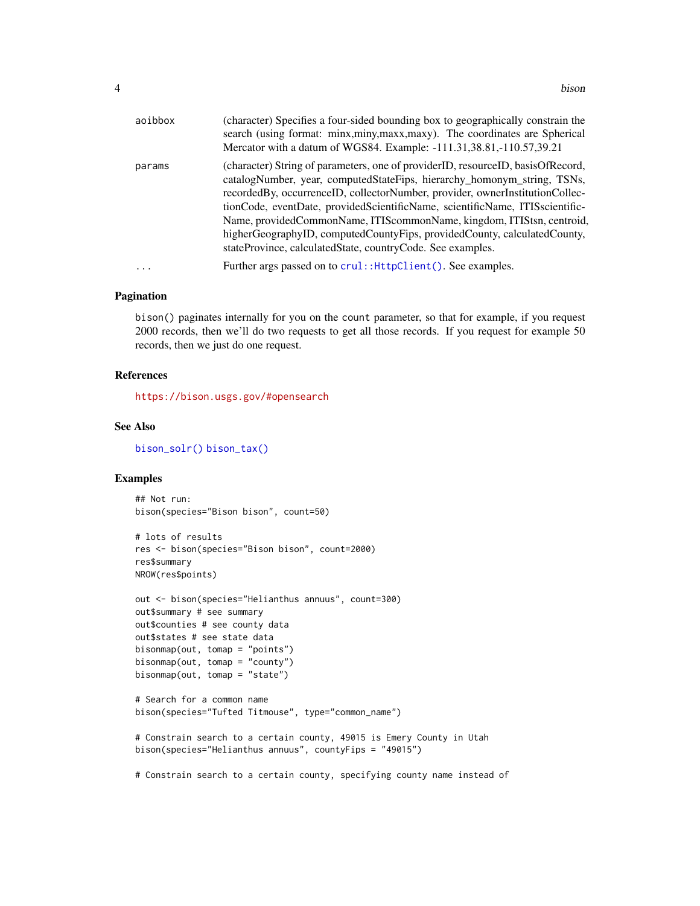| | |
|---|---|
| aoibbox | (character) Specifies a four-sided bounding box to geographically constrain the search (using format: minx,miny,maxx,maxy). The coordinates are Spherical Mercator with a datum of WGS84. Example: -111.31,38.81,-110.57,39.21 |
| params | (character) String of parameters, one of providerID, resourceID, basisOfRecord, catalogNumber, year, computedStateFips, hierarchy_homonym_string, TSNs, recordedBy, occurrenceID, collectorNumber, provider, ownerInstitutionCollectionCode, eventDate, providedScientificName, scientificName, ITISscientificName, providedCommonName, ITIScommonName, kingdom, ITIStsn, centroid, higherGeographyID, computedCountyFips, providedCounty, calculatedCounty, stateProvince, calculatedState, countryCode. See examples. |
| ... | Further args passed on to `crul::HttpClient()`. See examples. |

### Pagination

`bison()` paginates internally for you on the `count` parameter, so that for example, if you request 2000 records, then we'll do two requests to get all those records. If you request for example 50 records, then we just do one request.

### References

https://bison.usgs.gov/#opensearch

### See Also

`bison_solr()` `bison_tax()`

### Examples

```
## Not run:
bison(species="Bison bison", count=50)

# lots of results
res <- bison(species="Bison bison", count=2000)
res$summary
NROW(res$points)

out <- bison(species="Helianthus annuus", count=300)
out$summary # see summary
out$counties # see county data
out$states # see state data
bisonmap(out, tomap = "points")
bisonmap(out, tomap = "county")
bisonmap(out, tomap = "state")

# Search for a common name
bison(species="Tufted Titmouse", type="common_name")

# Constrain search to a certain county, 49015 is Emery County in Utah
bison(species="Helianthus annuus", countyFips = "49015")

# Constrain search to a certain county, specifying county name instead of
```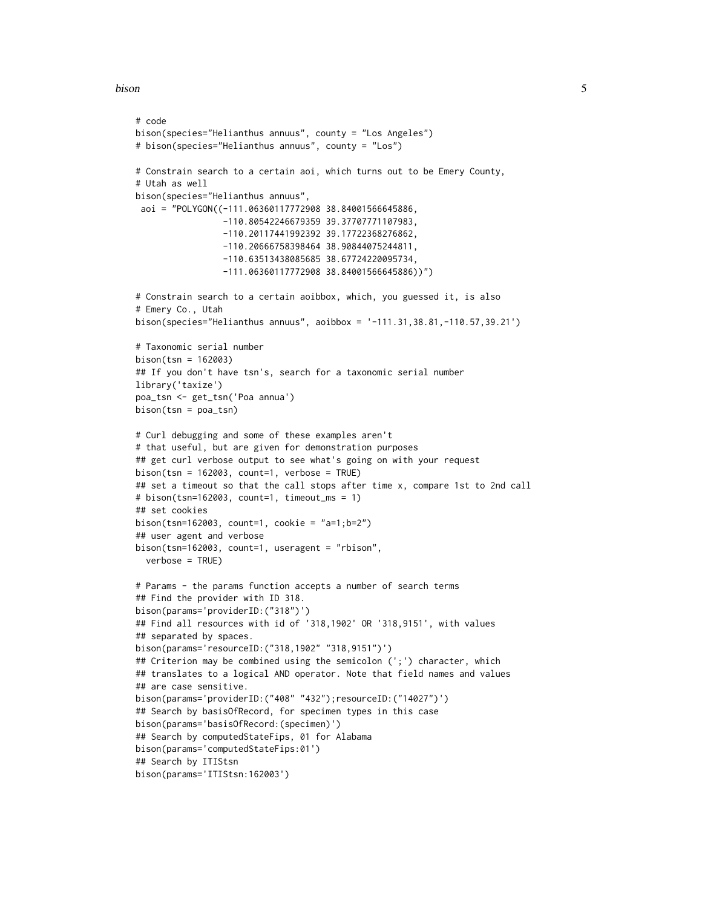```
# code
bison(species="Helianthus annuus", county = "Los Angeles")
# bison(species="Helianthus annuus", county = "Los")

# Constrain search to a certain aoi, which turns out to be Emery County,
# Utah as well
bison(species="Helianthus annuus",
 aoi = "POLYGON((-111.06360117772908 38.84001566645886,
                 -110.80542246679359 39.37707771107983,
                 -110.20117441992392 39.17722368276862,
                 -110.20666758398464 38.90844075244811,
                 -110.63513438085685 38.67724220095734,
                 -111.06360117772908 38.84001566645886))")

# Constrain search to a certain aoibbox, which, you guessed it, is also
# Emery Co., Utah
bison(species="Helianthus annuus", aoibbox = '-111.31,38.81,-110.57,39.21')

# Taxonomic serial number
bison(tsn = 162003)
## If you don't have tsn's, search for a taxonomic serial number
library('taxize')
poa_tsn <- get_tsn('Poa annua')
bison(tsn = poa_tsn)

# Curl debugging and some of these examples aren't
# that useful, but are given for demonstration purposes
## get curl verbose output to see what's going on with your request
bison(tsn = 162003, count=1, verbose = TRUE)
## set a timeout so that the call stops after time x, compare 1st to 2nd call
# bison(tsn=162003, count=1, timeout_ms = 1)
## set cookies
bison(tsn=162003, count=1, cookie = "a=1;b=2")
## user agent and verbose
bison(tsn=162003, count=1, useragent = "rbison",
  verbose = TRUE)

# Params - the params function accepts a number of search terms
## Find the provider with ID 318.
bison(params='providerID:("318")')
## Find all resources with id of '318,1902' OR '318,9151', with values
## separated by spaces.
bison(params='resourceID:("318,1902" "318,9151")')
## Criterion may be combined using the semicolon (';') character, which
## translates to a logical AND operator. Note that field names and values
## are case sensitive.
bison(params='providerID:("408" "432");resourceID:("14027")')
## Search by basisOfRecord, for specimen types in this case
bison(params='basisOfRecord:(specimen)')
## Search by computedStateFips, 01 for Alabama
bison(params='computedStateFips:01')
## Search by ITIStsn
bison(params='ITIStsn:162003')
```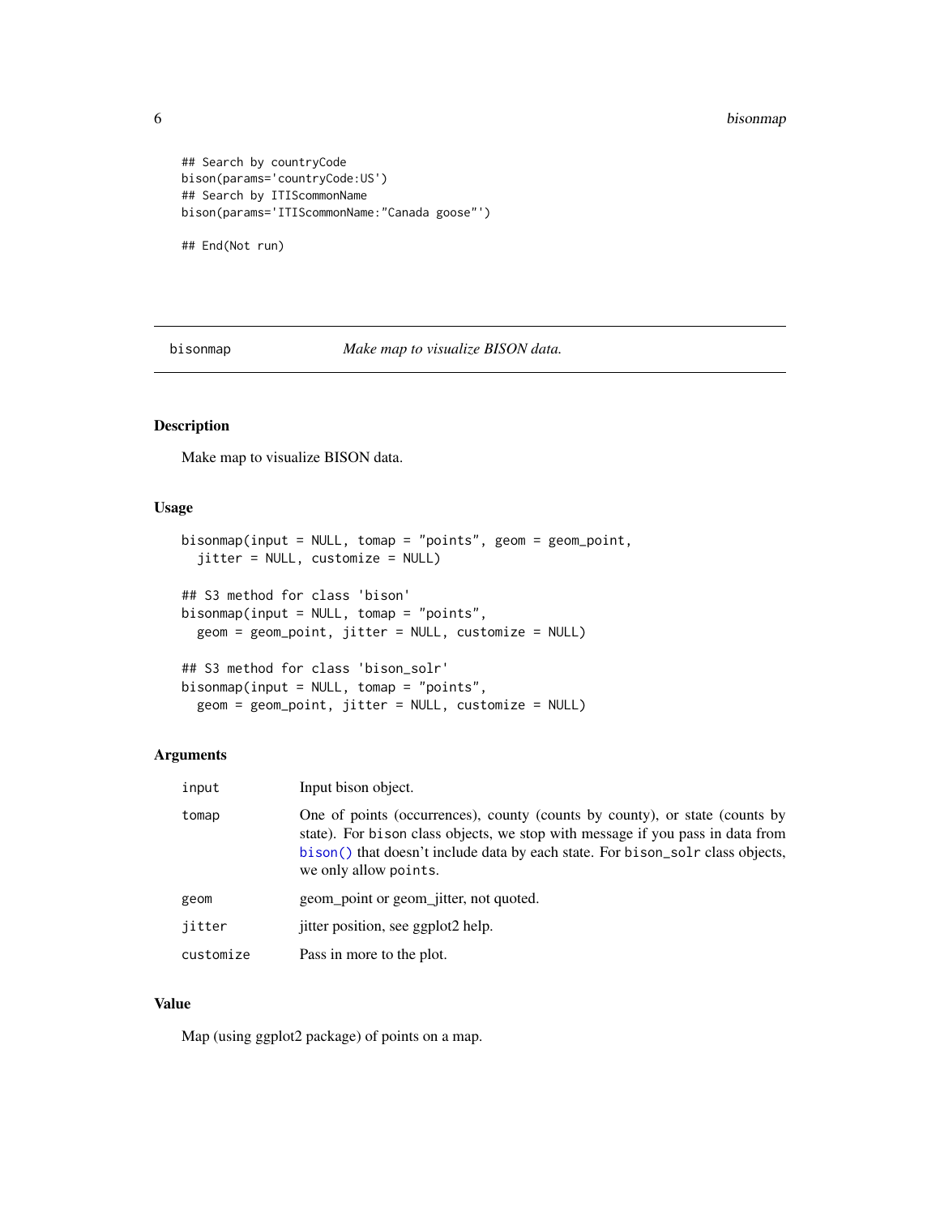```
## Search by countryCode
bison(params='countryCode:US')
## Search by ITIScommonName
bison(params='ITIScommonName:"Canada goose"')

## End(Not run)
```

## bisonmap — *Make map to visualize BISON data.*

### Description

Make map to visualize BISON data.

### Usage

```
bisonmap(input = NULL, tomap = "points", geom = geom_point,
  jitter = NULL, customize = NULL)

## S3 method for class 'bison'
bisonmap(input = NULL, tomap = "points",
  geom = geom_point, jitter = NULL, customize = NULL)

## S3 method for class 'bison_solr'
bisonmap(input = NULL, tomap = "points",
  geom = geom_point, jitter = NULL, customize = NULL)
```

### Arguments

| | |
|---|---|
| input | Input bison object. |
| tomap | One of points (occurrences), county (counts by county), or state (counts by state). For bison class objects, we stop with message if you pass in data from bison() that doesn't include data by each state. For bison_solr class objects, we only allow points. |
| geom | geom_point or geom_jitter, not quoted. |
| jitter | jitter position, see ggplot2 help. |
| customize | Pass in more to the plot. |

### Value

Map (using ggplot2 package) of points on a map.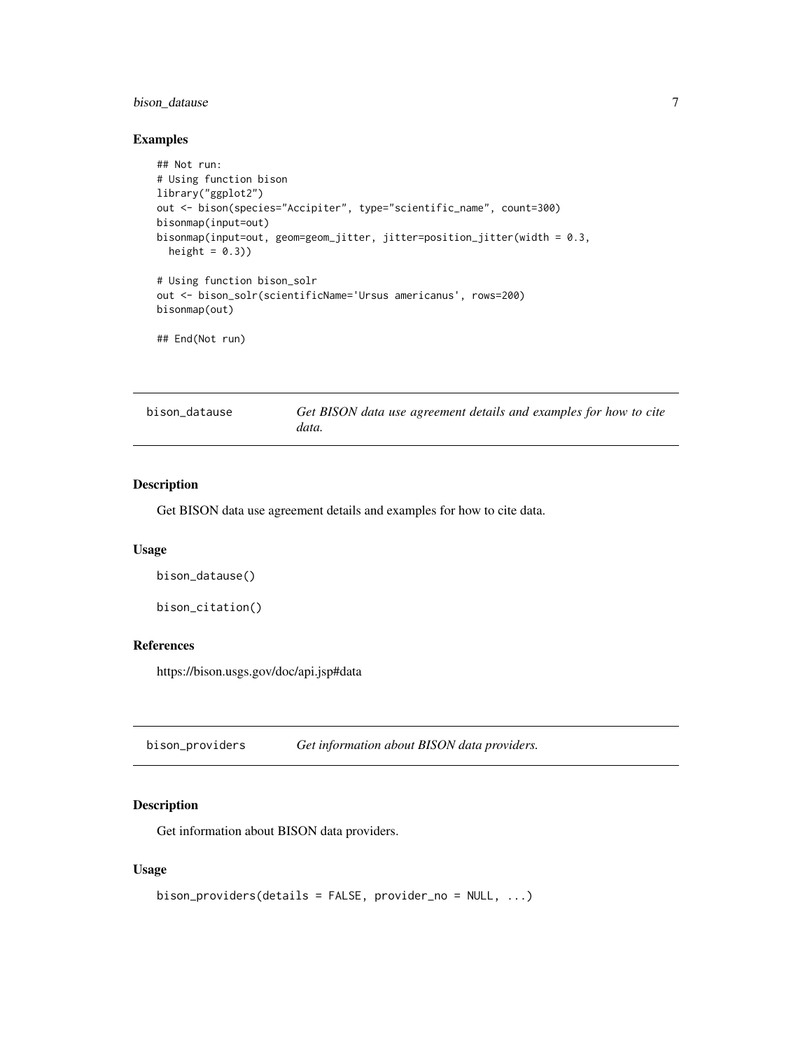### Examples

```
## Not run:
# Using function bison
library("ggplot2")
out <- bison(species="Accipiter", type="scientific_name", count=300)
bisonmap(input=out)
bisonmap(input=out, geom=geom_jitter, jitter=position_jitter(width = 0.3,
  height = 0.3))

# Using function bison_solr
out <- bison_solr(scientificName='Ursus americanus', rows=200)
bisonmap(out)

## End(Not run)
```

---

## bison_datause — *Get BISON data use agreement details and examples for how to cite data.*

### Description

Get BISON data use agreement details and examples for how to cite data.

### Usage

```
bison_datause()

bison_citation()
```

### References

https://bison.usgs.gov/doc/api.jsp#data

---

## bison_providers — *Get information about BISON data providers.*

### Description

Get information about BISON data providers.

### Usage

```
bison_providers(details = FALSE, provider_no = NULL, ...)
```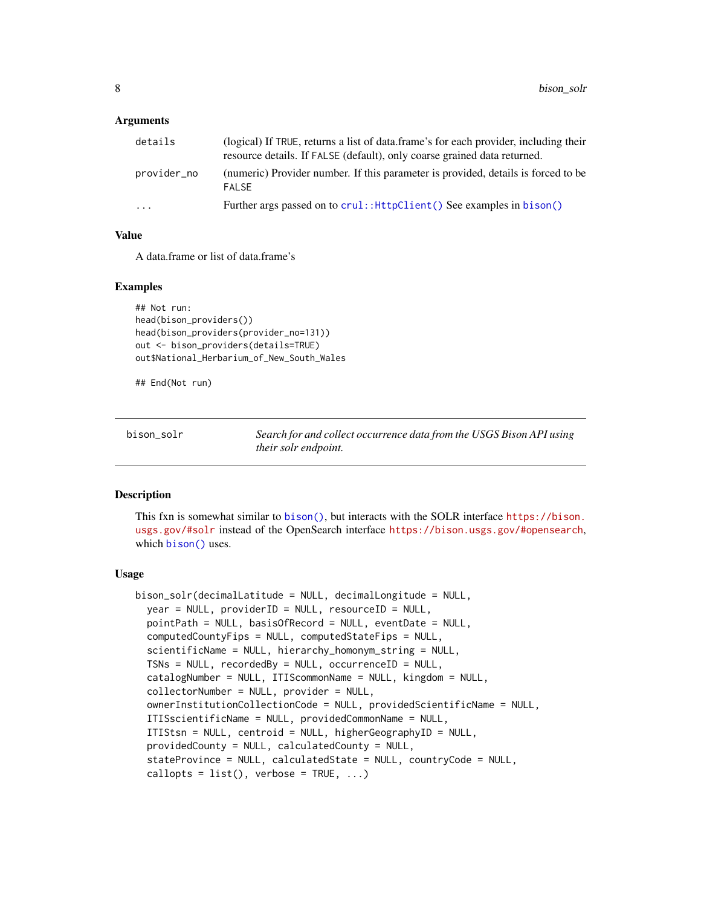### Arguments

| | |
|---|---|
| details | (logical) If TRUE, returns a list of data.frame's for each provider, including their resource details. If FALSE (default), only coarse grained data returned. |
| provider_no | (numeric) Provider number. If this parameter is provided, details is forced to be FALSE |
| ... | Further args passed on to crul::HttpClient() See examples in bison() |

### Value

A data.frame or list of data.frame's

### Examples

```
## Not run:
head(bison_providers())
head(bison_providers(provider_no=131))
out <- bison_providers(details=TRUE)
out$National_Herbarium_of_New_South_Wales

## End(Not run)
```

---

## bison_solr

*Search for and collect occurrence data from the USGS Bison API using their solr endpoint.*

---

### Description

This fxn is somewhat similar to bison(), but interacts with the SOLR interface https://bison.usgs.gov/#solr instead of the OpenSearch interface https://bison.usgs.gov/#opensearch, which bison() uses.

### Usage

```
bison_solr(decimalLatitude = NULL, decimalLongitude = NULL,
  year = NULL, providerID = NULL, resourceID = NULL,
  pointPath = NULL, basisOfRecord = NULL, eventDate = NULL,
  computedCountyFips = NULL, computedStateFips = NULL,
  scientificName = NULL, hierarchy_homonym_string = NULL,
  TSNs = NULL, recordedBy = NULL, occurrenceID = NULL,
  catalogNumber = NULL, ITIScommonName = NULL, kingdom = NULL,
  collectorNumber = NULL, provider = NULL,
  ownerInstitutionCollectionCode = NULL, providedScientificName = NULL,
  ITISscientificName = NULL, providedCommonName = NULL,
  ITIStsn = NULL, centroid = NULL, higherGeographyID = NULL,
  providedCounty = NULL, calculatedCounty = NULL,
  stateProvince = NULL, calculatedState = NULL, countryCode = NULL,
  callopts = list(), verbose = TRUE, ...)
```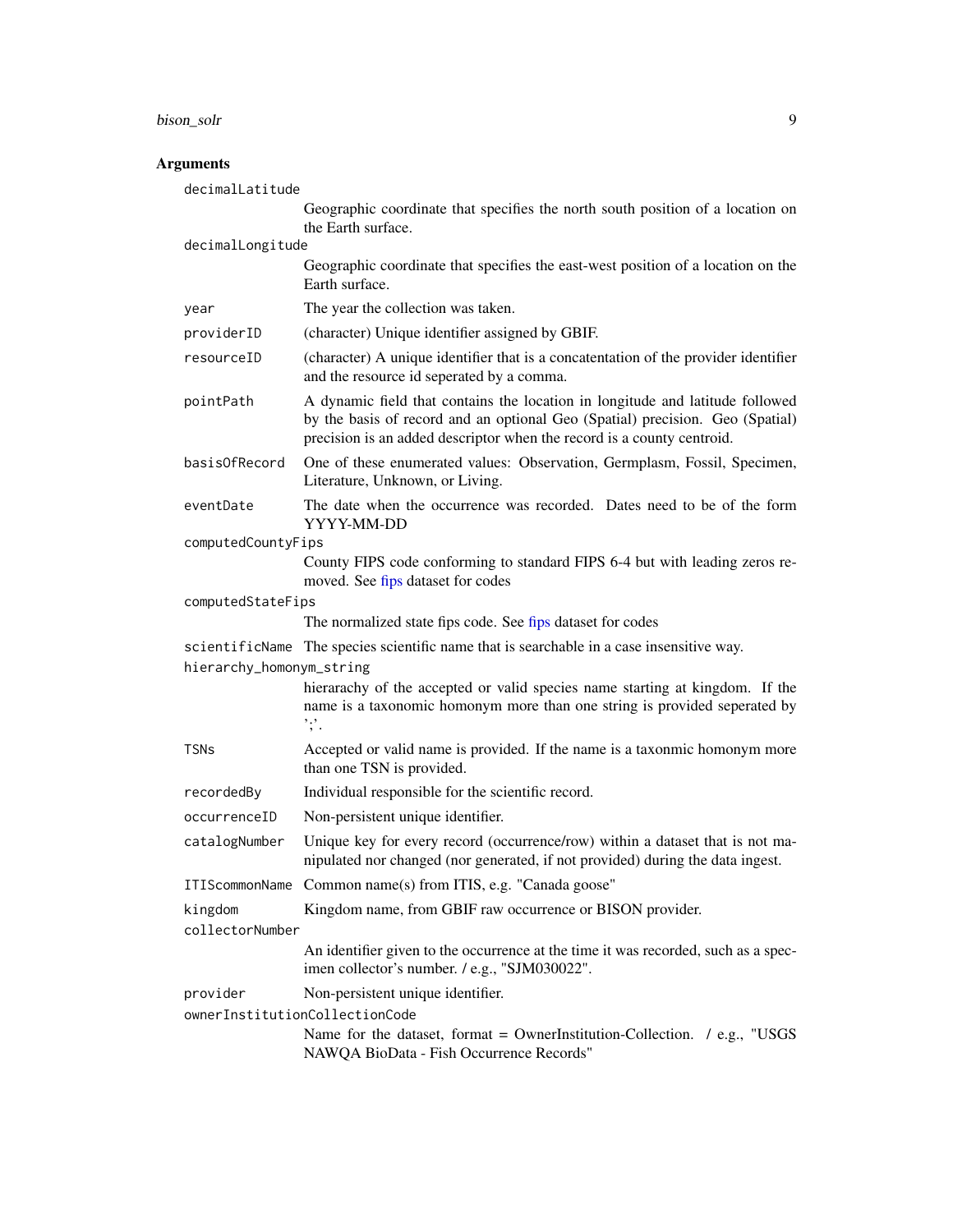## Arguments

`decimalLatitude`
: Geographic coordinate that specifies the north south position of a location on the Earth surface.

`decimalLongitude`
: Geographic coordinate that specifies the east-west position of a location on the Earth surface.

`year`
: The year the collection was taken.

`providerID`
: (character) Unique identifier assigned by GBIF.

`resourceID`
: (character) A unique identifier that is a concatentation of the provider identifier and the resource id seperated by a comma.

`pointPath`
: A dynamic field that contains the location in longitude and latitude followed by the basis of record and an optional Geo (Spatial) precision. Geo (Spatial) precision is an added descriptor when the record is a county centroid.

`basisOfRecord`
: One of these enumerated values: Observation, Germplasm, Fossil, Specimen, Literature, Unknown, or Living.

`eventDate`
: The date when the occurrence was recorded. Dates need to be of the form YYYY-MM-DD

`computedCountyFips`
: County FIPS code conforming to standard FIPS 6-4 but with leading zeros removed. See fips dataset for codes

`computedStateFips`
: The normalized state fips code. See fips dataset for codes

`scientificName`
: The species scientific name that is searchable in a case insensitive way.

`hierarchy_homonym_string`
: hierarachy of the accepted or valid species name starting at kingdom. If the name is a taxonomic homonym more than one string is provided seperated by ';'.

`TSNs`
: Accepted or valid name is provided. If the name is a taxonmic homonym more than one TSN is provided.

`recordedBy`
: Individual responsible for the scientific record.

`occurrenceID`
: Non-persistent unique identifier.

`catalogNumber`
: Unique key for every record (occurrence/row) within a dataset that is not manipulated nor changed (nor generated, if not provided) during the data ingest.

`ITIScommonName`
: Common name(s) from ITIS, e.g. "Canada goose"

`kingdom`
: Kingdom name, from GBIF raw occurrence or BISON provider.

`collectorNumber`
: An identifier given to the occurrence at the time it was recorded, such as a specimen collector's number. / e.g., "SJM030022".

`provider`
: Non-persistent unique identifier.

`ownerInstitutionCollectionCode`
: Name for the dataset, format = OwnerInstitution-Collection. / e.g., "USGS NAWQA BioData - Fish Occurrence Records"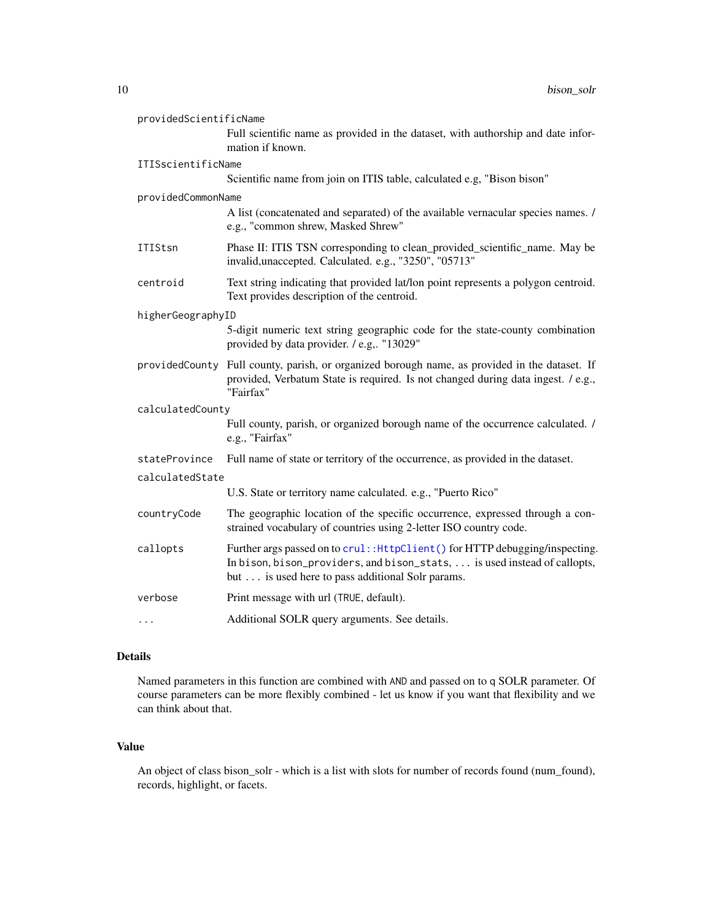`providedScientificName`
: Full scientific name as provided in the dataset, with authorship and date information if known.

`ITISscientificName`
: Scientific name from join on ITIS table, calculated e.g, "Bison bison"

`providedCommonName`
: A list (concatenated and separated) of the available vernacular species names. / e.g., "common shrew, Masked Shrew"

`ITIStsn`
: Phase II: ITIS TSN corresponding to clean_provided_scientific_name. May be invalid,unaccepted. Calculated. e.g., "3250", "05713"

`centroid`
: Text string indicating that provided lat/lon point represents a polygon centroid. Text provides description of the centroid.

`higherGeographyID`
: 5-digit numeric text string geographic code for the state-county combination provided by data provider. / e.g,. "13029"

`providedCounty`
: Full county, parish, or organized borough name, as provided in the dataset. If provided, Verbatum State is required. Is not changed during data ingest. / e.g., "Fairfax"

`calculatedCounty`
: Full county, parish, or organized borough name of the occurrence calculated. / e.g., "Fairfax"

`stateProvince`
: Full name of state or territory of the occurrence, as provided in the dataset.

`calculatedState`
: U.S. State or territory name calculated. e.g., "Puerto Rico"

`countryCode`
: The geographic location of the specific occurrence, expressed through a constrained vocabulary of countries using 2-letter ISO country code.

`callopts`
: Further args passed on to `crul::HttpClient()` for HTTP debugging/inspecting. In `bison`, `bison_providers`, and `bison_stats`, `...` is used instead of callopts, but `...` is used here to pass additional Solr params.

`verbose`
: Print message with url (`TRUE`, default).

`...`
: Additional SOLR query arguments. See details.

## Details

Named parameters in this function are combined with `AND` and passed on to `q` SOLR parameter. Of course parameters can be more flexibly combined - let us know if you want that flexibility and we can think about that.

## Value

An object of class bison_solr - which is a list with slots for number of records found (num_found), records, highlight, or facets.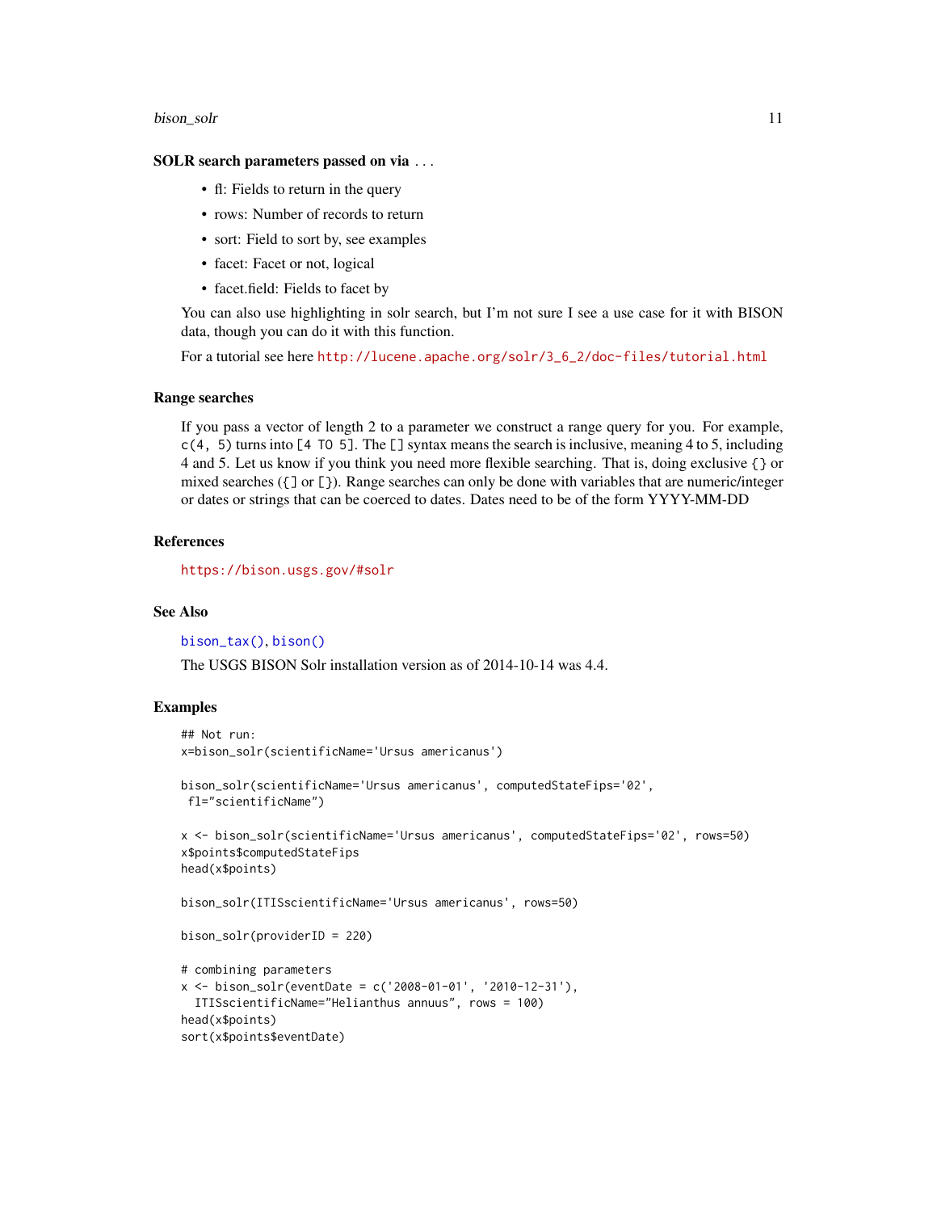### SOLR search parameters passed on via ...

- fl: Fields to return in the query
- rows: Number of records to return
- sort: Field to sort by, see examples
- facet: Facet or not, logical
- facet.field: Fields to facet by

You can also use highlighting in solr search, but I'm not sure I see a use case for it with BISON data, though you can do it with this function.

For a tutorial see here http://lucene.apache.org/solr/3_6_2/doc-files/tutorial.html

### Range searches

If you pass a vector of length 2 to a parameter we construct a range query for you. For example, `c(4, 5)` turns into `[4 TO 5]`. The `[]` syntax means the search is inclusive, meaning 4 to 5, including 4 and 5. Let us know if you think you need more flexible searching. That is, doing exclusive `{}` or mixed searches (`{]` or `[}`). Range searches can only be done with variables that are numeric/integer or dates or strings that can be coerced to dates. Dates need to be of the form YYYY-MM-DD

### References

https://bison.usgs.gov/#solr

### See Also

bison_tax(), bison()

The USGS BISON Solr installation version as of 2014-10-14 was 4.4.

### Examples

```
## Not run:
x=bison_solr(scientificName='Ursus americanus')

bison_solr(scientificName='Ursus americanus', computedStateFips='02',
 fl="scientificName")

x <- bison_solr(scientificName='Ursus americanus', computedStateFips='02', rows=50)
x$points$computedStateFips
head(x$points)

bison_solr(ITISscientificName='Ursus americanus', rows=50)

bison_solr(providerID = 220)

# combining parameters
x <- bison_solr(eventDate = c('2008-01-01', '2010-12-31'),
  ITISscientificName="Helianthus annuus", rows = 100)
head(x$points)
sort(x$points$eventDate)
```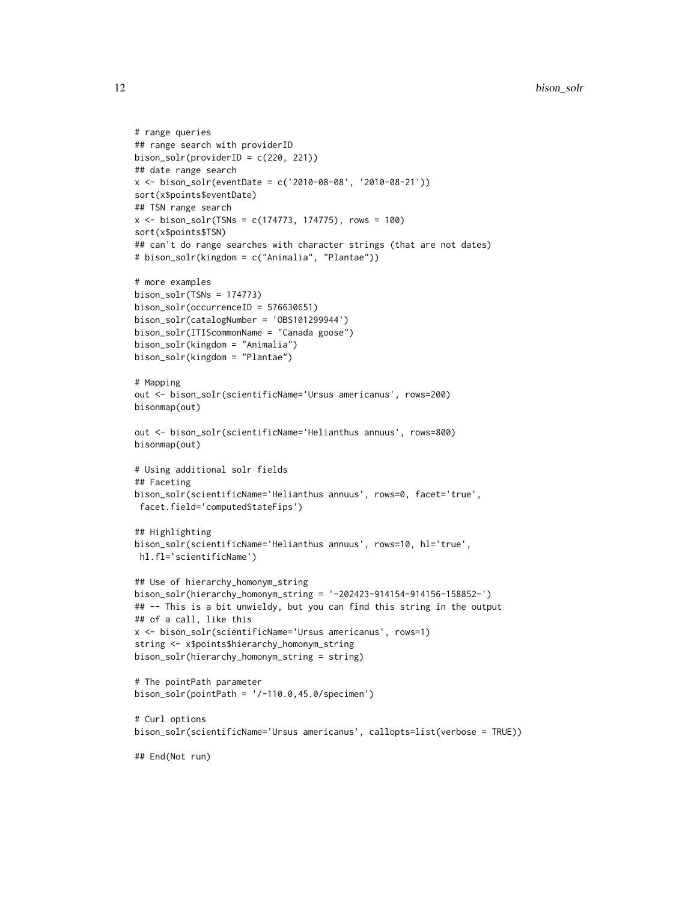```
# range queries
## range search with providerID
bison_solr(providerID = c(220, 221))
## date range search
x <- bison_solr(eventDate = c('2010-08-08', '2010-08-21'))
sort(x$points$eventDate)
## TSN range search
x <- bison_solr(TSNs = c(174773, 174775), rows = 100)
sort(x$points$TSN)
## can't do range searches with character strings (that are not dates)
# bison_solr(kingdom = c("Animalia", "Plantae"))

# more examples
bison_solr(TSNs = 174773)
bison_solr(occurrenceID = 576630651)
bison_solr(catalogNumber = 'OBS101299944')
bison_solr(ITIScommonName = "Canada goose")
bison_solr(kingdom = "Animalia")
bison_solr(kingdom = "Plantae")

# Mapping
out <- bison_solr(scientificName='Ursus americanus', rows=200)
bisonmap(out)

out <- bison_solr(scientificName='Helianthus annuus', rows=800)
bisonmap(out)

# Using additional solr fields
## Faceting
bison_solr(scientificName='Helianthus annuus', rows=0, facet='true',
 facet.field='computedStateFips')

## Highlighting
bison_solr(scientificName='Helianthus annuus', rows=10, hl='true',
 hl.fl='scientificName')

## Use of hierarchy_homonym_string
bison_solr(hierarchy_homonym_string = '-202423-914154-914156-158852-')
## -- This is a bit unwieldy, but you can find this string in the output
## of a call, like this
x <- bison_solr(scientificName='Ursus americanus', rows=1)
string <- x$points$hierarchy_homonym_string
bison_solr(hierarchy_homonym_string = string)

# The pointPath parameter
bison_solr(pointPath = '/-110.0,45.0/specimen')

# Curl options
bison_solr(scientificName='Ursus americanus', callopts=list(verbose = TRUE))

## End(Not run)
```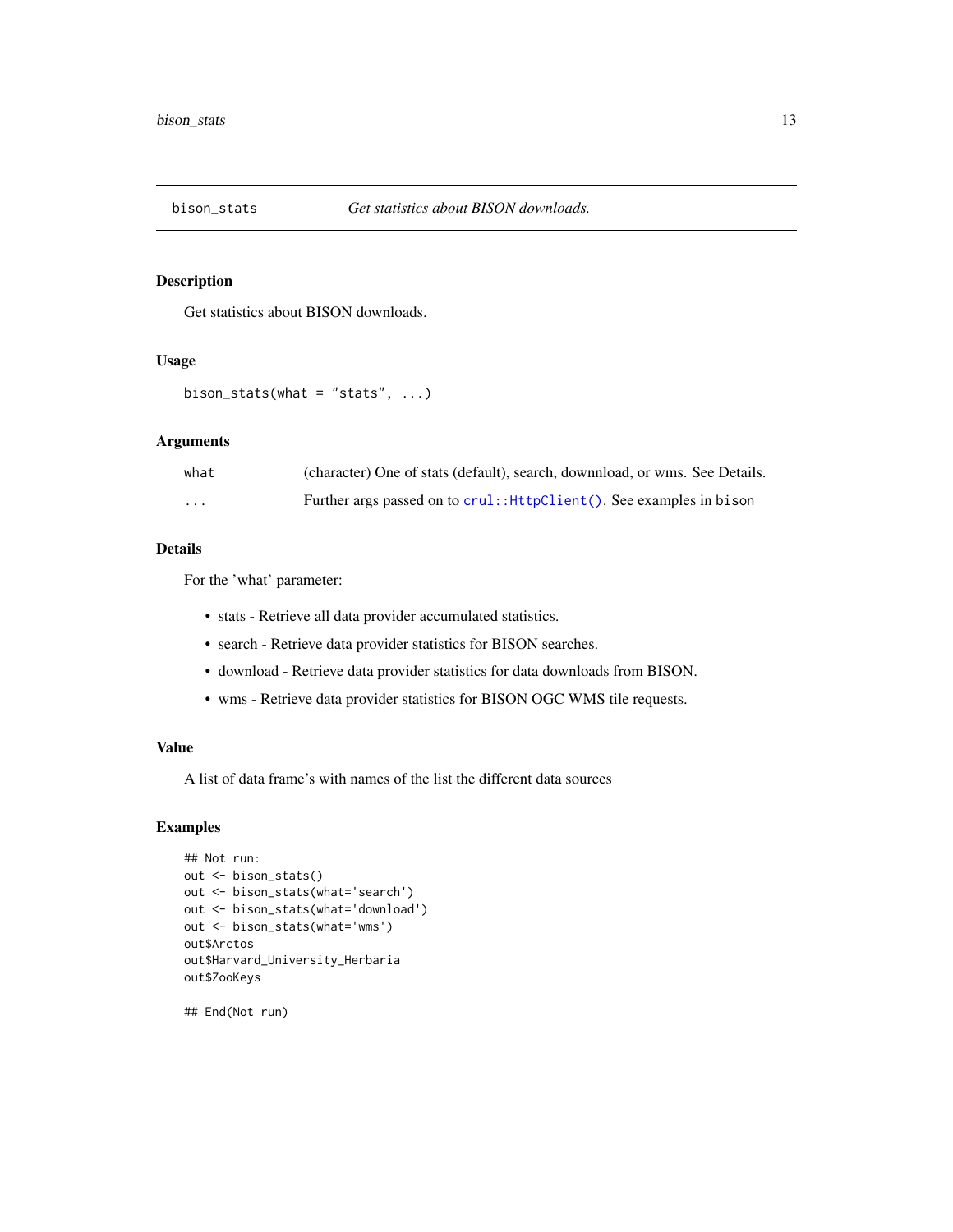# bison_stats — *Get statistics about BISON downloads.*

## Description

Get statistics about BISON downloads.

## Usage

```
bison_stats(what = "stats", ...)
```

## Arguments

| | |
|---|---|
| what | (character) One of stats (default), search, downnload, or wms. See Details. |
| ... | Further args passed on to `crul::HttpClient()`. See examples in `bison` |

## Details

For the 'what' parameter:

- stats - Retrieve all data provider accumulated statistics.
- search - Retrieve data provider statistics for BISON searches.
- download - Retrieve data provider statistics for data downloads from BISON.
- wms - Retrieve data provider statistics for BISON OGC WMS tile requests.

## Value

A list of data frame's with names of the list the different data sources

## Examples

```
## Not run:
out <- bison_stats()
out <- bison_stats(what='search')
out <- bison_stats(what='download')
out <- bison_stats(what='wms')
out$Arctos
out$Harvard_University_Herbaria
out$ZooKeys

## End(Not run)
```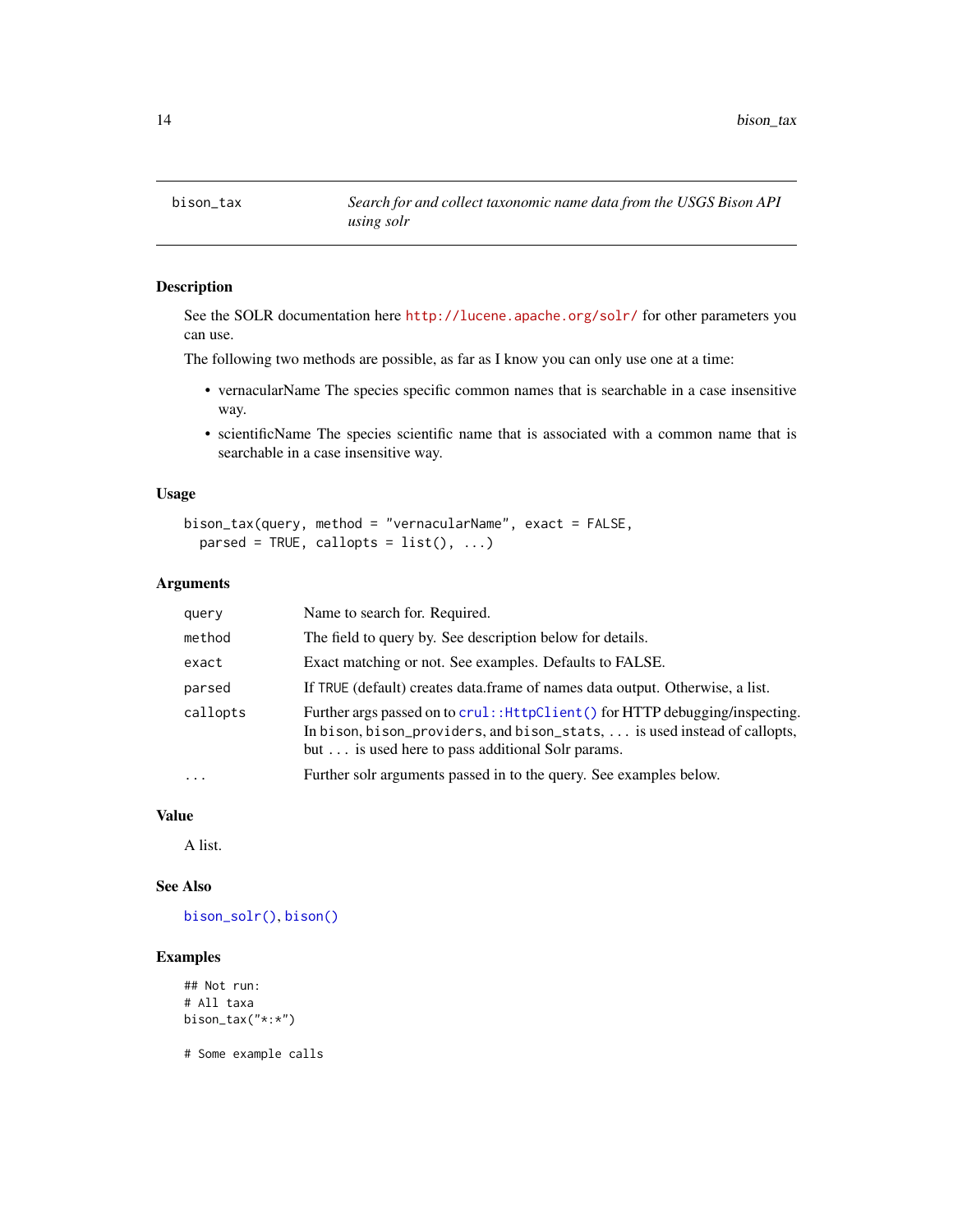## bison_tax — *Search for and collect taxonomic name data from the USGS Bison API using solr*

### Description

See the SOLR documentation here http://lucene.apache.org/solr/ for other parameters you can use.

The following two methods are possible, as far as I know you can only use one at a time:

- vernacularName The species specific common names that is searchable in a case insensitive way.
- scientificName The species scientific name that is associated with a common name that is searchable in a case insensitive way.

### Usage

```
bison_tax(query, method = "vernacularName", exact = FALSE,
  parsed = TRUE, callopts = list(), ...)
```

### Arguments

| Argument | Description |
| --- | --- |
| query | Name to search for. Required. |
| method | The field to query by. See description below for details. |
| exact | Exact matching or not. See examples. Defaults to FALSE. |
| parsed | If TRUE (default) creates data.frame of names data output. Otherwise, a list. |
| callopts | Further args passed on to `crul::HttpClient()` for HTTP debugging/inspecting. In `bison`, `bison_providers`, and `bison_stats`, `...` is used instead of callopts, but `...` is used here to pass additional Solr params. |
| ... | Further solr arguments passed in to the query. See examples below. |

### Value

A list.

### See Also

`bison_solr()`, `bison()`

### Examples

```
## Not run:
# All taxa
bison_tax("*:*")

# Some example calls
```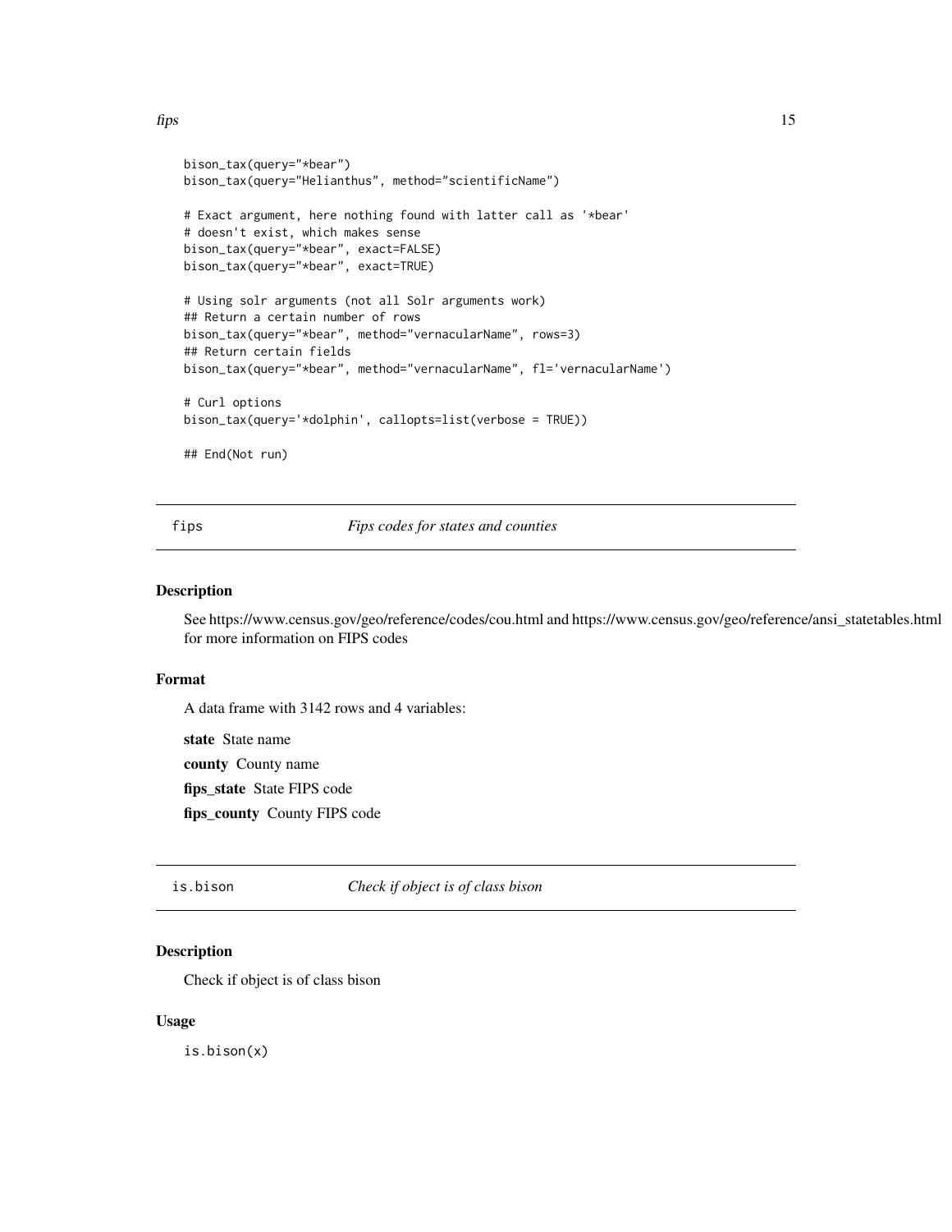```
bison_tax(query="*bear")
bison_tax(query="Helianthus", method="scientificName")

# Exact argument, here nothing found with latter call as '*bear'
# doesn't exist, which makes sense
bison_tax(query="*bear", exact=FALSE)
bison_tax(query="*bear", exact=TRUE)

# Using solr arguments (not all Solr arguments work)
## Return a certain number of rows
bison_tax(query="*bear", method="vernacularName", rows=3)
## Return certain fields
bison_tax(query="*bear", method="vernacularName", fl='vernacularName')

# Curl options
bison_tax(query='*dolphin', callopts=list(verbose = TRUE))

## End(Not run)
```

## fips — *Fips codes for states and counties*

### Description

See https://www.census.gov/geo/reference/codes/cou.html and https://www.census.gov/geo/reference/ansi_statetables.html for more information on FIPS codes

### Format

A data frame with 3142 rows and 4 variables:

**state** State name

**county** County name

**fips_state** State FIPS code

**fips_county** County FIPS code

## is.bison — *Check if object is of class bison*

### Description

Check if object is of class bison

### Usage

```
is.bison(x)
```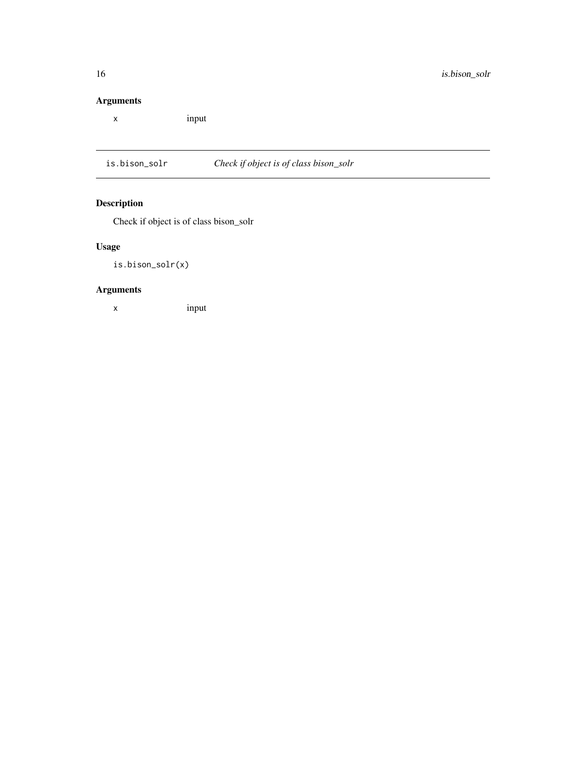## Arguments

| | |
|---|---|
| x | input |

## is.bison_solr — *Check if object is of class bison_solr*

### Description

Check if object is of class bison_solr

### Usage

```
is.bison_solr(x)
```

### Arguments

| | |
|---|---|
| x | input |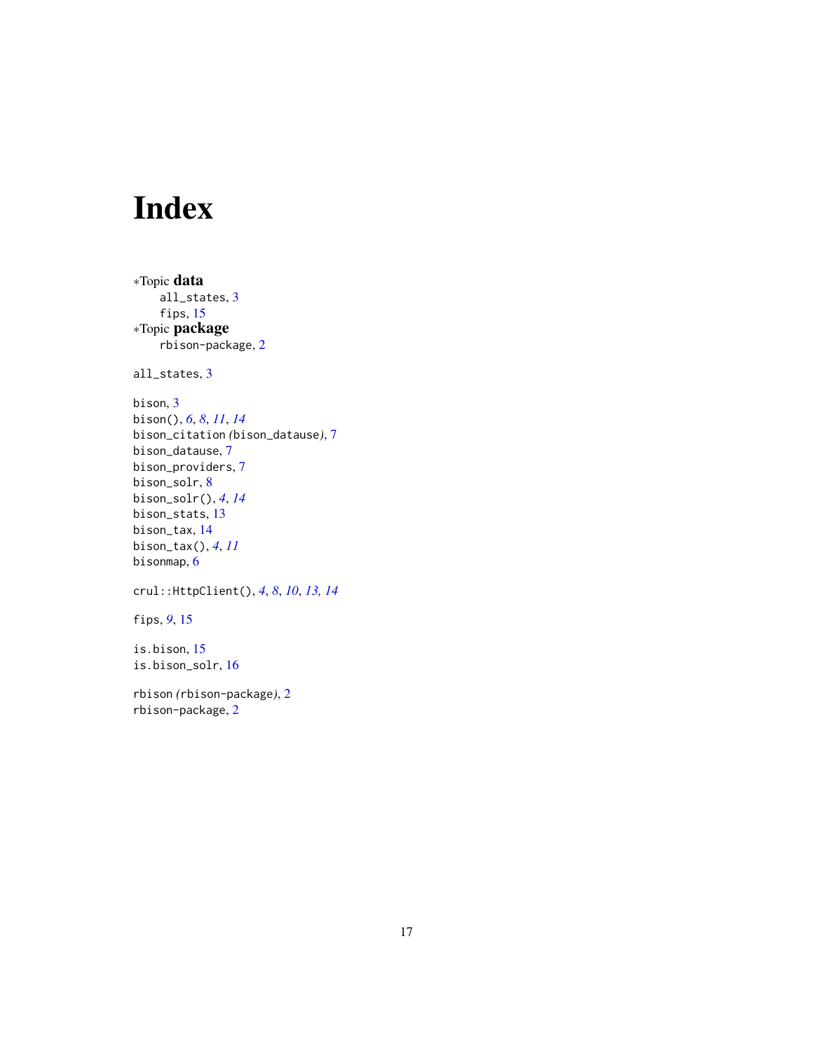# Index

*Topic **data**
  all_states, 3
  fips, 15

*Topic **package**
  rbison-package, 2

all_states, 3

bison, 3
bison(), *6*, *8*, *11*, *14*
bison_citation *(*bison_datause*)*, 7
bison_datause, 7
bison_providers, 7
bison_solr, 8
bison_solr(), *4*, *14*
bison_stats, 13
bison_tax, 14
bison_tax(), *4*, *11*
bisonmap, 6

crul::HttpClient(), *4*, *8*, *10*, *13*, *14*

fips, *9*, 15

is.bison, 15
is.bison_solr, 16

rbison *(*rbison-package*)*, 2
rbison-package, 2